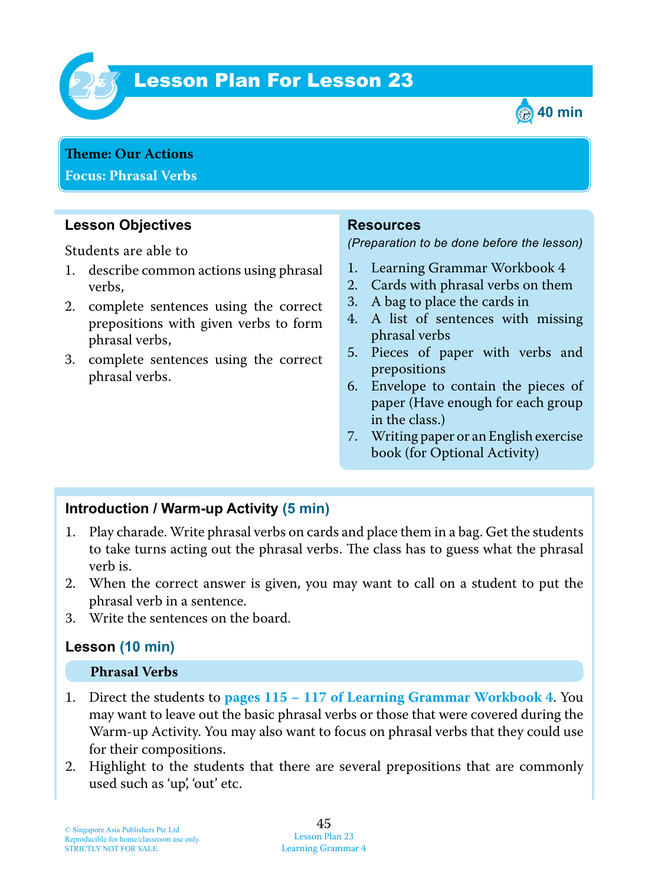# Lesson Plan For Lesson 23

40 min

**Theme: Our Actions**
**Focus: Phrasal Verbs**

## Lesson Objectives

Students are able to

1. describe common actions using phrasal verbs,
2. complete sentences using the correct prepositions with given verbs to form phrasal verbs,
3. complete sentences using the correct phrasal verbs.

## Resources

*(Preparation to be done before the lesson)*

1. Learning Grammar Workbook 4
2. Cards with phrasal verbs on them
3. A bag to place the cards in
4. A list of sentences with missing phrasal verbs
5. Pieces of paper with verbs and prepositions
6. Envelope to contain the pieces of paper (Have enough for each group in the class.)
7. Writing paper or an English exercise book (for Optional Activity)

## Introduction / Warm-up Activity (5 min)

1. Play charade. Write phrasal verbs on cards and place them in a bag. Get the students to take turns acting out the phrasal verbs. The class has to guess what the phrasal verb is.
2. When the correct answer is given, you may want to call on a student to put the phrasal verb in a sentence.
3. Write the sentences on the board.

## Lesson (10 min)

### Phrasal Verbs

1. Direct the students to **pages 115 – 117 of Learning Grammar Workbook 4**. You may want to leave out the basic phrasal verbs or those that were covered during the Warm-up Activity. You may also want to focus on phrasal verbs that they could use for their compositions.
2. Highlight to the students that there are several prepositions that are commonly used such as 'up', 'out' etc.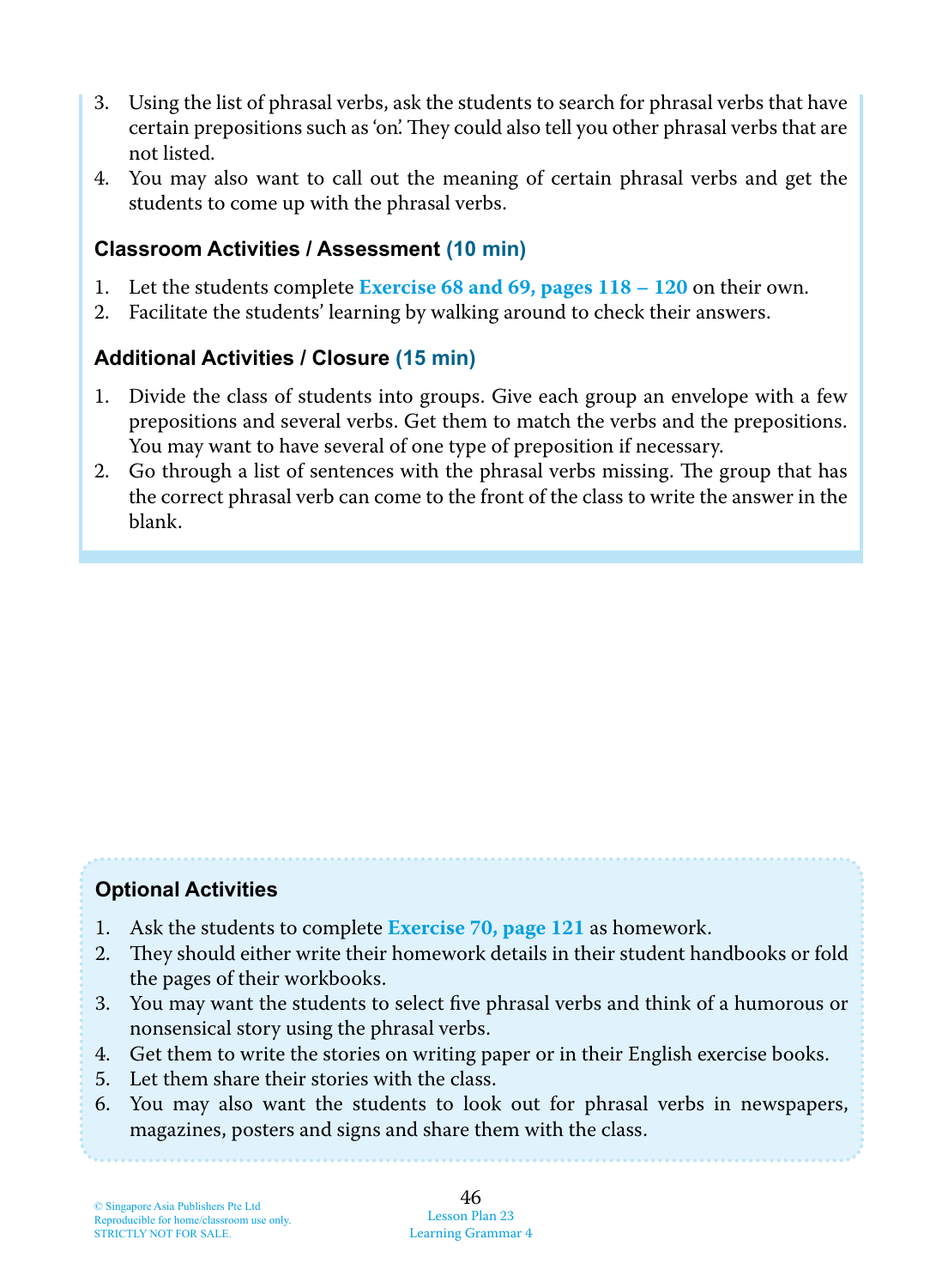3. Using the list of phrasal verbs, ask the students to search for phrasal verbs that have certain prepositions such as 'on'. They could also tell you other phrasal verbs that are not listed.
4. You may also want to call out the meaning of certain phrasal verbs and get the students to come up with the phrasal verbs.

### Classroom Activities / Assessment (10 min)

1. Let the students complete **Exercise 68 and 69, pages 118 – 120** on their own.
2. Facilitate the students' learning by walking around to check their answers.

### Additional Activities / Closure (15 min)

1. Divide the class of students into groups. Give each group an envelope with a few prepositions and several verbs. Get them to match the verbs and the prepositions. You may want to have several of one type of preposition if necessary.
2. Go through a list of sentences with the phrasal verbs missing. The group that has the correct phrasal verb can come to the front of the class to write the answer in the blank.

### Optional Activities

1. Ask the students to complete **Exercise 70, page 121** as homework.
2. They should either write their homework details in their student handbooks or fold the pages of their workbooks.
3. You may want the students to select five phrasal verbs and think of a humorous or nonsensical story using the phrasal verbs.
4. Get them to write the stories on writing paper or in their English exercise books.
5. Let them share their stories with the class.
6. You may also want the students to look out for phrasal verbs in newspapers, magazines, posters and signs and share them with the class.